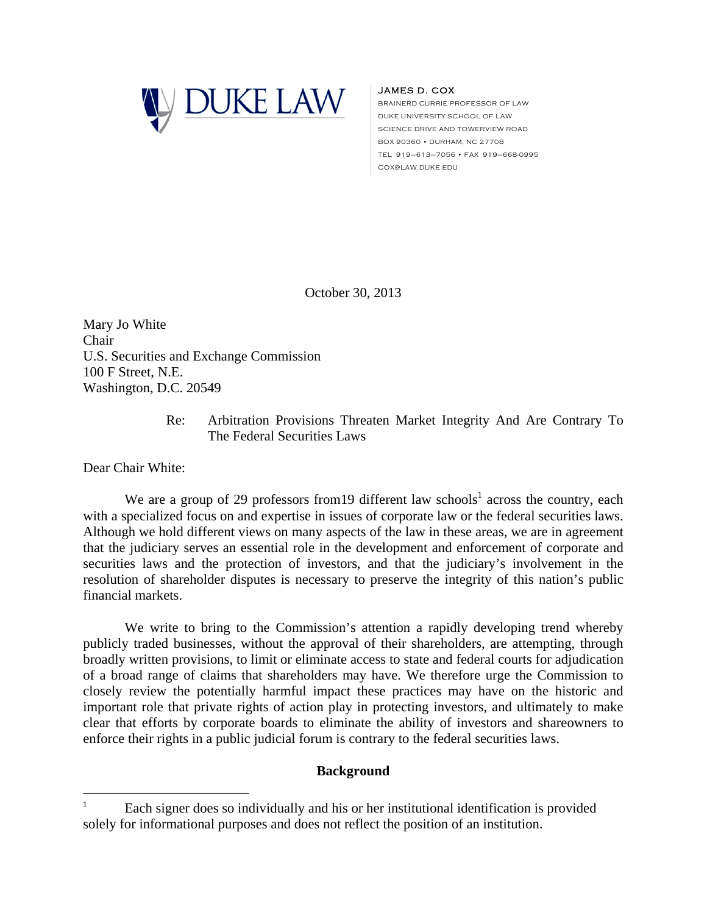DUKE LAW

JAMES D. COX
BRAINERD CURRIE PROFESSOR OF LAW
DUKE UNIVERSITY SCHOOL OF LAW
SCIENCE DRIVE AND TOWERVIEW ROAD
BOX 90360 • DURHAM, NC 27708
TEL 919–613–7056 • FAX 919–668-0995
COX@LAW.DUKE.EDU

October 30, 2013

Mary Jo White
Chair
U.S. Securities and Exchange Commission
100 F Street, N.E.
Washington, D.C. 20549

Re: Arbitration Provisions Threaten Market Integrity And Are Contrary To The Federal Securities Laws

Dear Chair White:

We are a group of 29 professors from19 different law schools[1] across the country, each with a specialized focus on and expertise in issues of corporate law or the federal securities laws. Although we hold different views on many aspects of the law in these areas, we are in agreement that the judiciary serves an essential role in the development and enforcement of corporate and securities laws and the protection of investors, and that the judiciary's involvement in the resolution of shareholder disputes is necessary to preserve the integrity of this nation's public financial markets.

We write to bring to the Commission's attention a rapidly developing trend whereby publicly traded businesses, without the approval of their shareholders, are attempting, through broadly written provisions, to limit or eliminate access to state and federal courts for adjudication of a broad range of claims that shareholders may have. We therefore urge the Commission to closely review the potentially harmful impact these practices may have on the historic and important role that private rights of action play in protecting investors, and ultimately to make clear that efforts by corporate boards to eliminate the ability of investors and shareowners to enforce their rights in a public judicial forum is contrary to the federal securities laws.

## Background

[1] Each signer does so individually and his or her institutional identification is provided solely for informational purposes and does not reflect the position of an institution.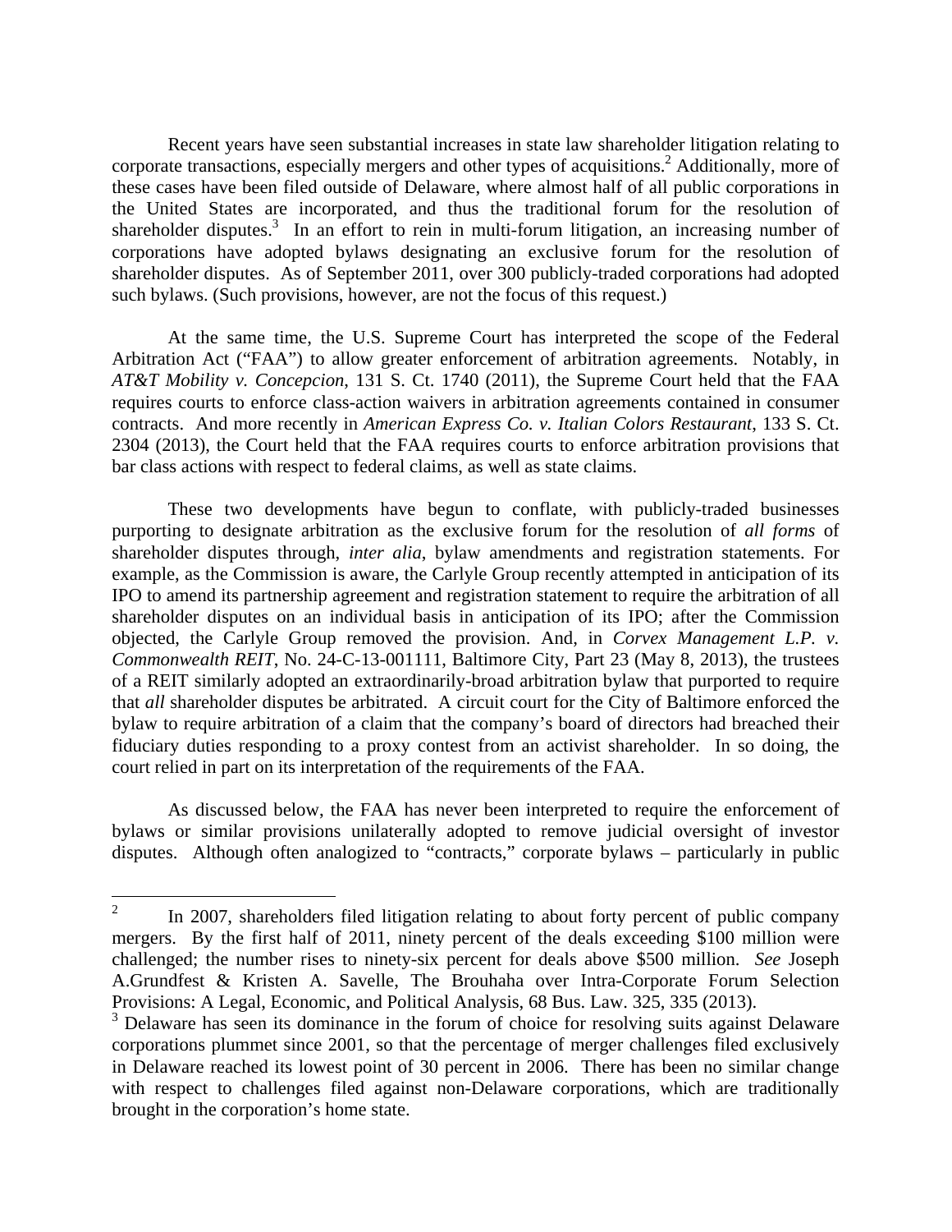Recent years have seen substantial increases in state law shareholder litigation relating to corporate transactions, especially mergers and other types of acquisitions.[2] Additionally, more of these cases have been filed outside of Delaware, where almost half of all public corporations in the United States are incorporated, and thus the traditional forum for the resolution of shareholder disputes.[3] In an effort to rein in multi-forum litigation, an increasing number of corporations have adopted bylaws designating an exclusive forum for the resolution of shareholder disputes. As of September 2011, over 300 publicly-traded corporations had adopted such bylaws. (Such provisions, however, are not the focus of this request.)

At the same time, the U.S. Supreme Court has interpreted the scope of the Federal Arbitration Act ("FAA") to allow greater enforcement of arbitration agreements. Notably, in *AT&T Mobility v. Concepcion*, 131 S. Ct. 1740 (2011), the Supreme Court held that the FAA requires courts to enforce class-action waivers in arbitration agreements contained in consumer contracts. And more recently in *American Express Co. v. Italian Colors Restaurant*, 133 S. Ct. 2304 (2013), the Court held that the FAA requires courts to enforce arbitration provisions that bar class actions with respect to federal claims, as well as state claims.

These two developments have begun to conflate, with publicly-traded businesses purporting to designate arbitration as the exclusive forum for the resolution of *all forms* of shareholder disputes through, *inter alia*, bylaw amendments and registration statements. For example, as the Commission is aware, the Carlyle Group recently attempted in anticipation of its IPO to amend its partnership agreement and registration statement to require the arbitration of all shareholder disputes on an individual basis in anticipation of its IPO; after the Commission objected, the Carlyle Group removed the provision. And, in *Corvex Management L.P. v. Commonwealth REIT*, No. 24-C-13-001111, Baltimore City, Part 23 (May 8, 2013), the trustees of a REIT similarly adopted an extraordinarily-broad arbitration bylaw that purported to require that *all* shareholder disputes be arbitrated. A circuit court for the City of Baltimore enforced the bylaw to require arbitration of a claim that the company's board of directors had breached their fiduciary duties responding to a proxy contest from an activist shareholder. In so doing, the court relied in part on its interpretation of the requirements of the FAA.

As discussed below, the FAA has never been interpreted to require the enforcement of bylaws or similar provisions unilaterally adopted to remove judicial oversight of investor disputes. Although often analogized to "contracts," corporate bylaws – particularly in public

---

[2] In 2007, shareholders filed litigation relating to about forty percent of public company mergers. By the first half of 2011, ninety percent of the deals exceeding $100 million were challenged; the number rises to ninety-six percent for deals above $500 million. *See* Joseph A.Grundfest & Kristen A. Savelle, The Brouhaha over Intra-Corporate Forum Selection Provisions: A Legal, Economic, and Political Analysis, 68 Bus. Law. 325, 335 (2013).

[3] Delaware has seen its dominance in the forum of choice for resolving suits against Delaware corporations plummet since 2001, so that the percentage of merger challenges filed exclusively in Delaware reached its lowest point of 30 percent in 2006. There has been no similar change with respect to challenges filed against non-Delaware corporations, which are traditionally brought in the corporation's home state.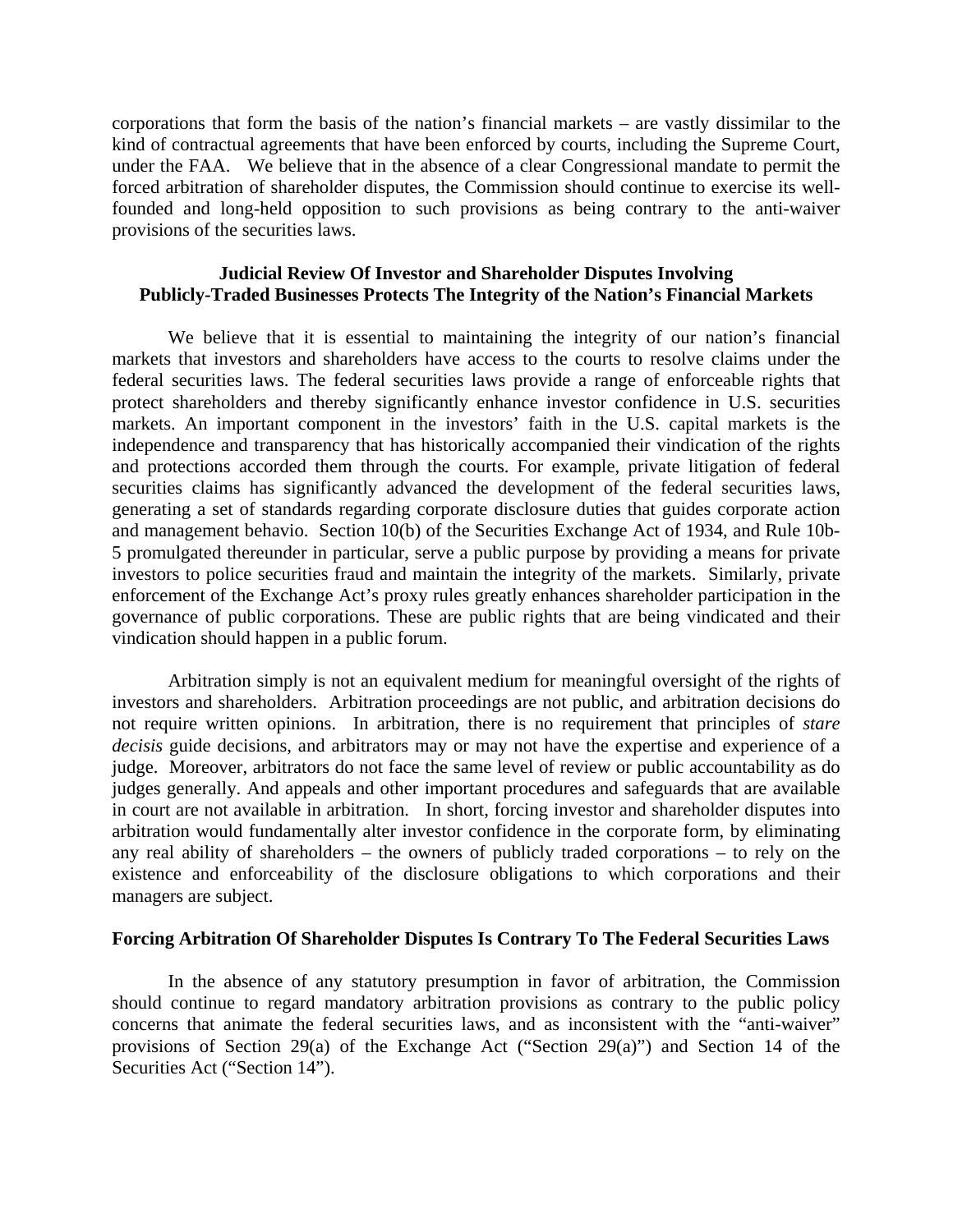corporations that form the basis of the nation's financial markets – are vastly dissimilar to the kind of contractual agreements that have been enforced by courts, including the Supreme Court, under the FAA. We believe that in the absence of a clear Congressional mandate to permit the forced arbitration of shareholder disputes, the Commission should continue to exercise its well-founded and long-held opposition to such provisions as being contrary to the anti-waiver provisions of the securities laws.

## Judicial Review Of Investor and Shareholder Disputes Involving Publicly-Traded Businesses Protects The Integrity of the Nation's Financial Markets

We believe that it is essential to maintaining the integrity of our nation's financial markets that investors and shareholders have access to the courts to resolve claims under the federal securities laws. The federal securities laws provide a range of enforceable rights that protect shareholders and thereby significantly enhance investor confidence in U.S. securities markets. An important component in the investors' faith in the U.S. capital markets is the independence and transparency that has historically accompanied their vindication of the rights and protections accorded them through the courts. For example, private litigation of federal securities claims has significantly advanced the development of the federal securities laws, generating a set of standards regarding corporate disclosure duties that guides corporate action and management behavio. Section 10(b) of the Securities Exchange Act of 1934, and Rule 10b-5 promulgated thereunder in particular, serve a public purpose by providing a means for private investors to police securities fraud and maintain the integrity of the markets. Similarly, private enforcement of the Exchange Act's proxy rules greatly enhances shareholder participation in the governance of public corporations. These are public rights that are being vindicated and their vindication should happen in a public forum.

Arbitration simply is not an equivalent medium for meaningful oversight of the rights of investors and shareholders. Arbitration proceedings are not public, and arbitration decisions do not require written opinions. In arbitration, there is no requirement that principles of *stare decisis* guide decisions, and arbitrators may or may not have the expertise and experience of a judge. Moreover, arbitrators do not face the same level of review or public accountability as do judges generally. And appeals and other important procedures and safeguards that are available in court are not available in arbitration. In short, forcing investor and shareholder disputes into arbitration would fundamentally alter investor confidence in the corporate form, by eliminating any real ability of shareholders – the owners of publicly traded corporations – to rely on the existence and enforceability of the disclosure obligations to which corporations and their managers are subject.

## Forcing Arbitration Of Shareholder Disputes Is Contrary To The Federal Securities Laws

In the absence of any statutory presumption in favor of arbitration, the Commission should continue to regard mandatory arbitration provisions as contrary to the public policy concerns that animate the federal securities laws, and as inconsistent with the "anti-waiver" provisions of Section 29(a) of the Exchange Act ("Section 29(a)") and Section 14 of the Securities Act ("Section 14").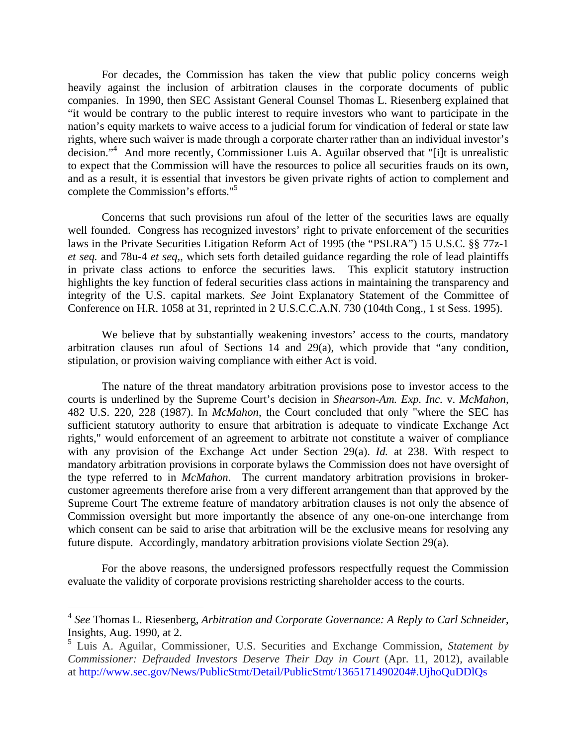For decades, the Commission has taken the view that public policy concerns weigh heavily against the inclusion of arbitration clauses in the corporate documents of public companies. In 1990, then SEC Assistant General Counsel Thomas L. Riesenberg explained that "it would be contrary to the public interest to require investors who want to participate in the nation's equity markets to waive access to a judicial forum for vindication of federal or state law rights, where such waiver is made through a corporate charter rather than an individual investor's decision."[4] And more recently, Commissioner Luis A. Aguilar observed that "[i]t is unrealistic to expect that the Commission will have the resources to police all securities frauds on its own, and as a result, it is essential that investors be given private rights of action to complement and complete the Commission's efforts."[5]

Concerns that such provisions run afoul of the letter of the securities laws are equally well founded. Congress has recognized investors' right to private enforcement of the securities laws in the Private Securities Litigation Reform Act of 1995 (the "PSLRA") 15 U.S.C. §§ 77z-1 *et seq.* and 78u-4 *et seq,*, which sets forth detailed guidance regarding the role of lead plaintiffs in private class actions to enforce the securities laws. This explicit statutory instruction highlights the key function of federal securities class actions in maintaining the transparency and integrity of the U.S. capital markets. *See* Joint Explanatory Statement of the Committee of Conference on H.R. 1058 at 31, reprinted in 2 U.S.C.C.A.N. 730 (104th Cong., 1 st Sess. 1995).

We believe that by substantially weakening investors' access to the courts, mandatory arbitration clauses run afoul of Sections 14 and 29(a), which provide that "any condition, stipulation, or provision waiving compliance with either Act is void.

The nature of the threat mandatory arbitration provisions pose to investor access to the courts is underlined by the Supreme Court's decision in *Shearson-Am. Exp. Inc.* v. *McMahon,* 482 U.S. 220, 228 (1987). In *McMahon*, the Court concluded that only "where the SEC has sufficient statutory authority to ensure that arbitration is adequate to vindicate Exchange Act rights," would enforcement of an agreement to arbitrate not constitute a waiver of compliance with any provision of the Exchange Act under Section 29(a). *Id.* at 238. With respect to mandatory arbitration provisions in corporate bylaws the Commission does not have oversight of the type referred to in *McMahon*. The current mandatory arbitration provisions in broker-customer agreements therefore arise from a very different arrangement than that approved by the Supreme Court The extreme feature of mandatory arbitration clauses is not only the absence of Commission oversight but more importantly the absence of any one-on-one interchange from which consent can be said to arise that arbitration will be the exclusive means for resolving any future dispute. Accordingly, mandatory arbitration provisions violate Section 29(a).

For the above reasons, the undersigned professors respectfully request the Commission evaluate the validity of corporate provisions restricting shareholder access to the courts.

---

[4] *See* Thomas L. Riesenberg, *Arbitration and Corporate Governance: A Reply to Carl Schneider*, Insights, Aug. 1990, at 2.

[5] Luis A. Aguilar, Commissioner, U.S. Securities and Exchange Commission, *Statement by Commissioner: Defrauded Investors Deserve Their Day in Court* (Apr. 11, 2012), available at http://www.sec.gov/News/PublicStmt/Detail/PublicStmt/1365171490204#.UjhoQuDDlQs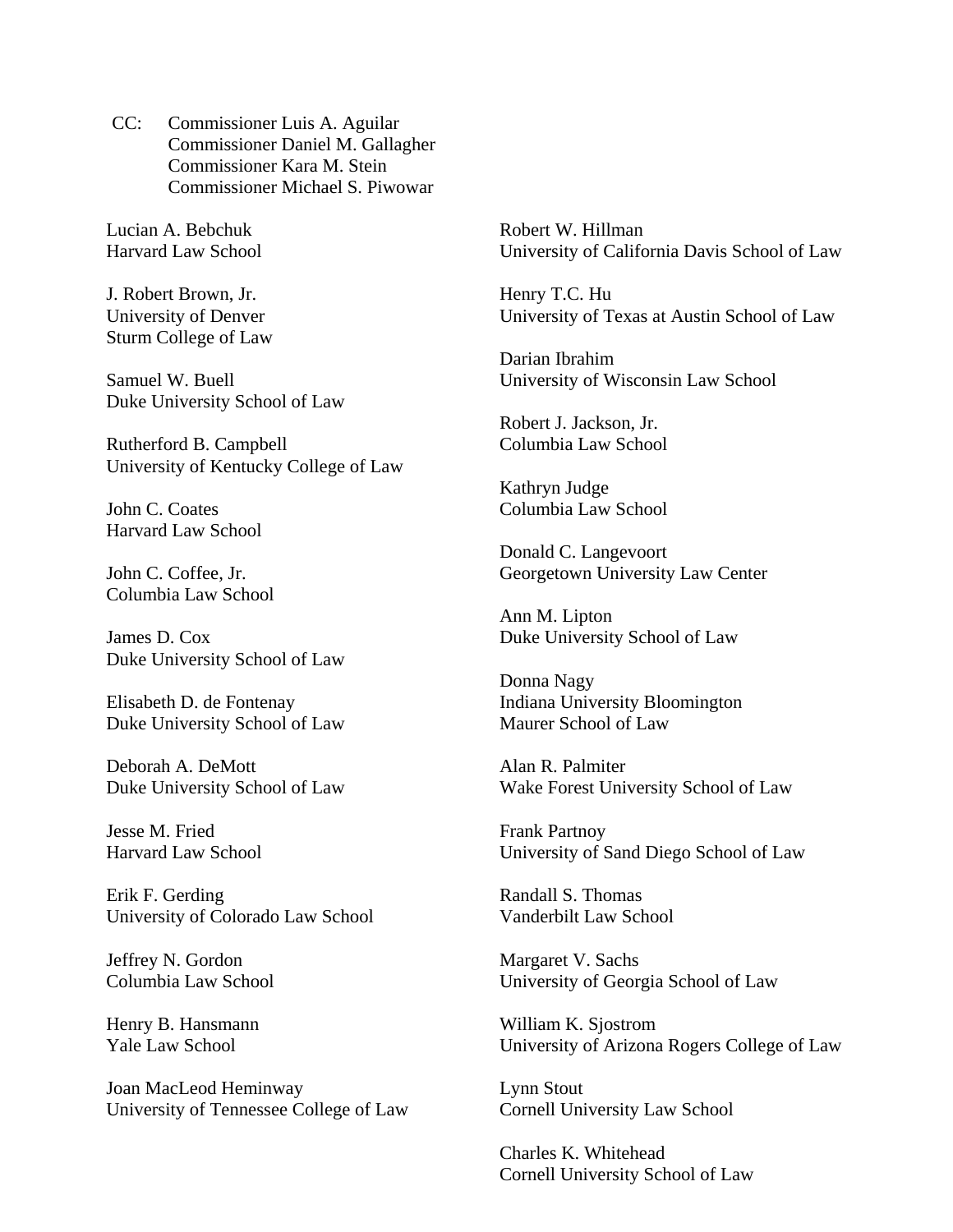CC: Commissioner Luis A. Aguilar
Commissioner Daniel M. Gallagher
Commissioner Kara M. Stein
Commissioner Michael S. Piwowar

Lucian A. Bebchuk
Harvard Law School

J. Robert Brown, Jr.
University of Denver
Sturm College of Law

Samuel W. Buell
Duke University School of Law

Rutherford B. Campbell
University of Kentucky College of Law

John C. Coates
Harvard Law School

John C. Coffee, Jr.
Columbia Law School

James D. Cox
Duke University School of Law

Elisabeth D. de Fontenay
Duke University School of Law

Deborah A. DeMott
Duke University School of Law

Jesse M. Fried
Harvard Law School

Erik F. Gerding
University of Colorado Law School

Jeffrey N. Gordon
Columbia Law School

Henry B. Hansmann
Yale Law School

Joan MacLeod Heminway
University of Tennessee College of Law

Robert W. Hillman
University of California Davis School of Law

Henry T.C. Hu
University of Texas at Austin School of Law

Darian Ibrahim
University of Wisconsin Law School

Robert J. Jackson, Jr.
Columbia Law School

Kathryn Judge
Columbia Law School

Donald C. Langevoort
Georgetown University Law Center

Ann M. Lipton
Duke University School of Law

Donna Nagy
Indiana University Bloomington
Maurer School of Law

Alan R. Palmiter
Wake Forest University School of Law

Frank Partnoy
University of Sand Diego School of Law

Randall S. Thomas
Vanderbilt Law School

Margaret V. Sachs
University of Georgia School of Law

William K. Sjostrom
University of Arizona Rogers College of Law

Lynn Stout
Cornell University Law School

Charles K. Whitehead
Cornell University School of Law